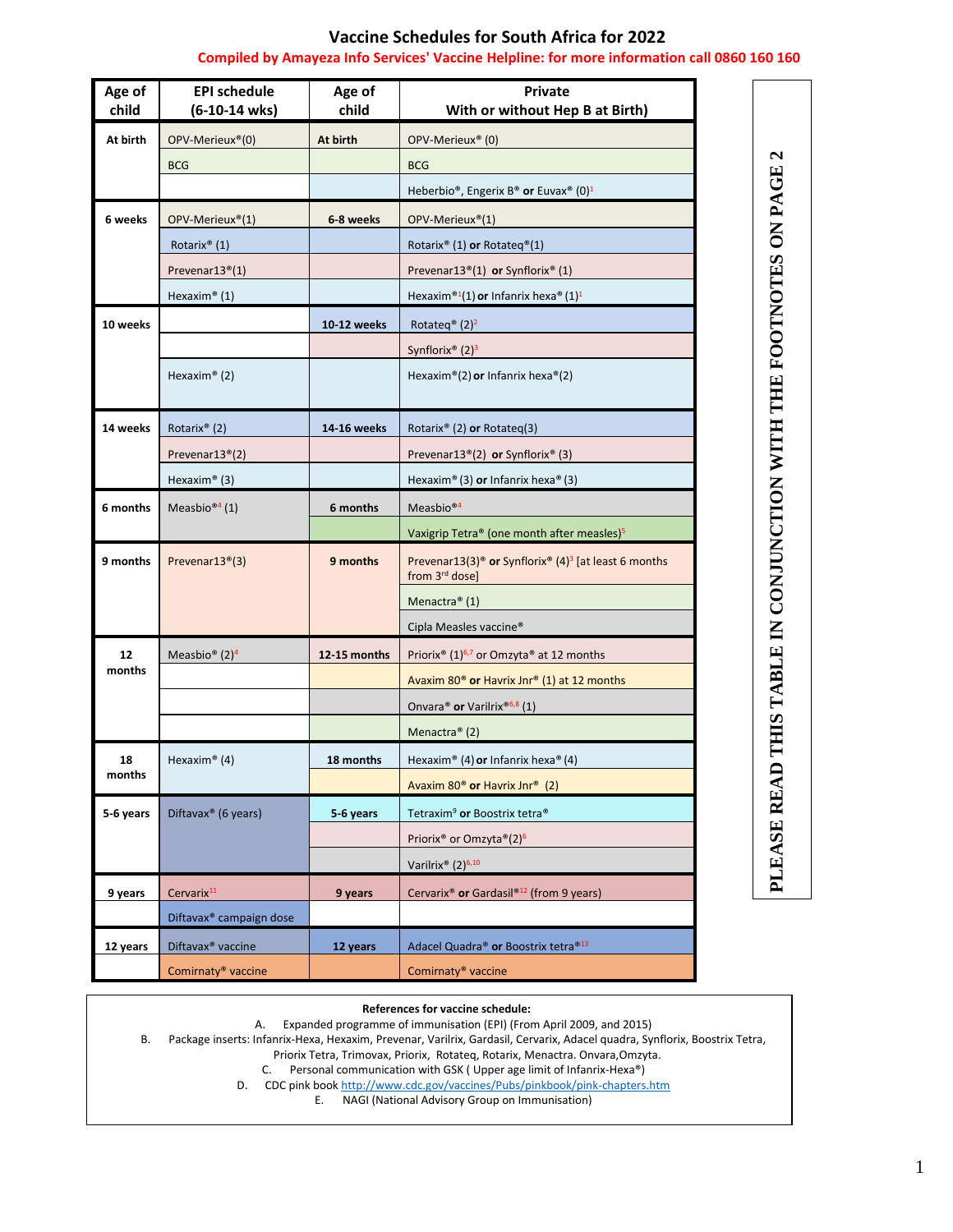# Vaccine Schedules for South Africa for 2022

**Compiled by Amayeza Info Services' Vaccine Helpline: for more information call 0860 160 160**

| Age of child | EPI schedule (6-10-14 wks) | Age of child | Private With or without Hep B at Birth) |
|---|---|---|---|
| **At birth** | OPV-Merieux®(0) | **At birth** | OPV-Merieux® (0) |
| | BCG | | BCG |
| | | | Heberbio®, Engerix B® **or** Euvax® (0)[1] |
| **6 weeks** | OPV-Merieux®(1) | **6-8 weeks** | OPV-Merieux®(1) |
| | Rotarix® (1) | | Rotarix® (1) **or** Rotateq®(1) |
| | Prevenar13®(1) | | Prevenar13®(1) **or** Synflorix® (1) |
| | Hexaxim® (1) | | Hexaxim®[1](1) **or** Infanrix hexa® (1)[1] |
| **10 weeks** | | **10-12 weeks** | Rotateq® (2)[2] |
| | | | Synflorix® (2)[3] |
| | Hexaxim® (2) | | Hexaxim®(2) **or** Infanrix hexa®(2) |
| **14 weeks** | Rotarix® (2) | **14-16 weeks** | Rotarix® (2) **or** Rotateq(3) |
| | Prevenar13®(2) | | Prevenar13®(2) **or** Synflorix® (3) |
| | Hexaxim® (3) | | Hexaxim® (3) **or** Infanrix hexa® (3) |
| **6 months** | Measbio®[4] (1) | **6 months** | Measbio®[4] |
| | | | Vaxigrip Tetra® (one month after measles)[5] |
| **9 months** | Prevenar13®(3) | **9 months** | Prevenar13(3)® **or** Synflorix® (4)[3] [at least 6 months from 3rd dose] |
| | | | Menactra® (1) |
| | | | Cipla Measles vaccine® |
| **12 months** | Measbio® (2)[4] | **12-15 months** | Priorix® (1)[6,7] or Omzyta® at 12 months |
| | | | Avaxim 80® **or** Havrix Jnr® (1) at 12 months |
| | | | Onvara® **or** Varilrix®[6,8] (1) |
| | | | Menactra® (2) |
| **18 months** | Hexaxim® (4) | **18 months** | Hexaxim® (4) **or** Infanrix hexa® (4) |
| | | | Avaxim 80® **or** Havrix Jnr® (2) |
| **5-6 years** | Diftavax® (6 years) | **5-6 years** | Tetraxim[9] **or** Boostrix tetra® |
| | | | Priorix® or Omzyta®(2)[6] |
| | | | Varilrix® (2)[6,10] |
| **9 years** | Cervarix[11] | **9 years** | Cervarix® **or** Gardasil®[12] (from 9 years) |
| | Diftavax® campaign dose | | |
| **12 years** | Diftavax® vaccine | **12 years** | Adacel Quadra® **or** Boostrix tetra®[13] |
| | Comirnaty® vaccine | | Comirnaty® vaccine |

**PLEASE READ THIS TABLE IN CONJUNCTION WITH THE FOOTNOTES ON PAGE 2**

**References for vaccine schedule:**

A. Expanded programme of immunisation (EPI) (From April 2009, and 2015)
B. Package inserts: Infanrix-Hexa, Hexaxim, Prevenar, Varilrix, Gardasil, Cervarix, Adacel quadra, Synflorix, Boostrix Tetra, Priorix Tetra, Trimovax, Priorix, Rotateq, Rotarix, Menactra. Onvara,Omzyta.
C. Personal communication with GSK ( Upper age limit of Infanrix-Hexa®)
D. CDC pink book http://www.cdc.gov/vaccines/Pubs/pinkbook/pink-chapters.htm
E. NAGI (National Advisory Group on Immunisation)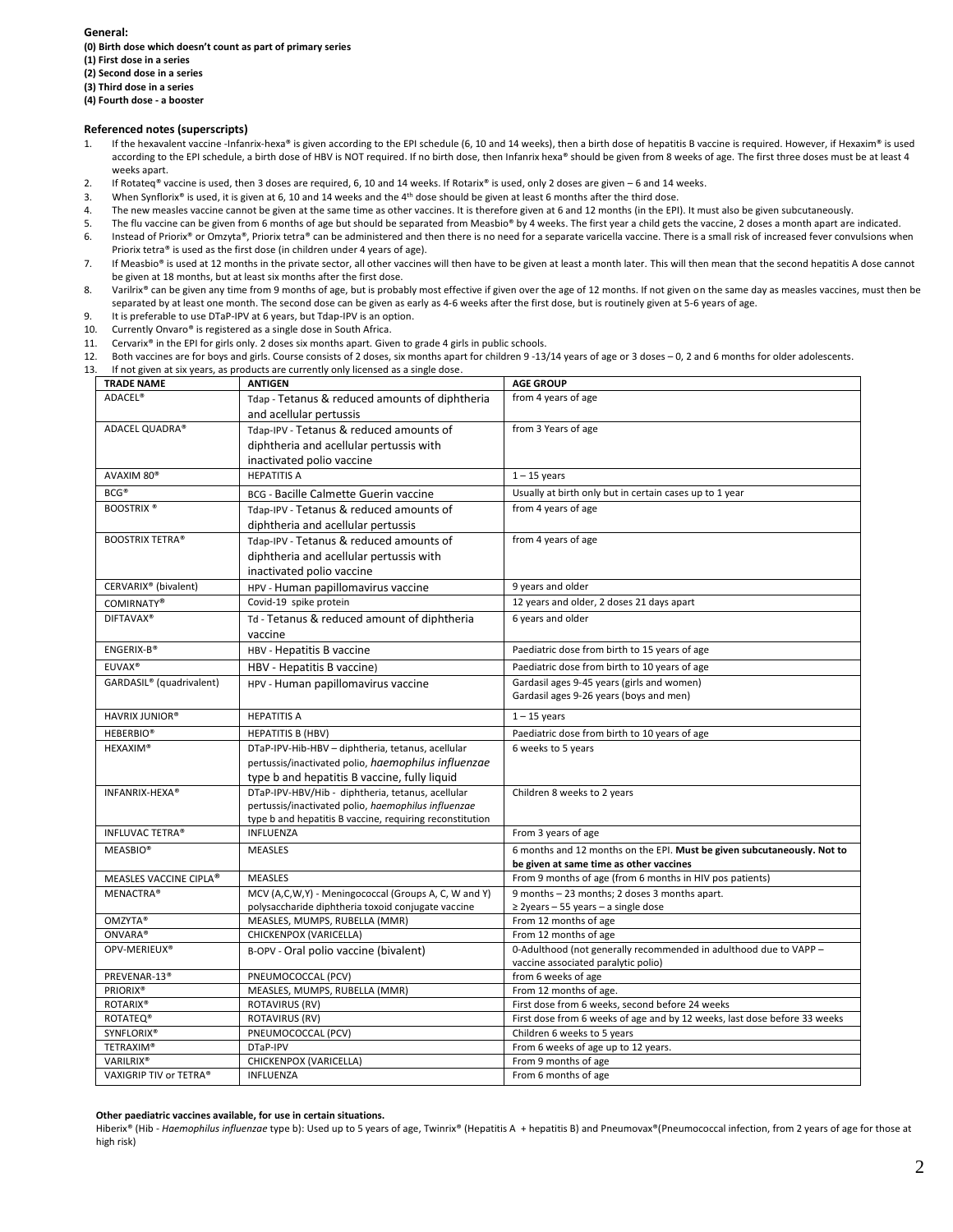**General:**

**(0) Birth dose which doesn't count as part of primary series**
**(1) First dose in a series**
**(2) Second dose in a series**
**(3) Third dose in a series**
**(4) Fourth dose - a booster**

**Referenced notes (superscripts)**

1. If the hexavalent vaccine -Infanrix-hexa® is given according to the EPI schedule (6, 10 and 14 weeks), then a birth dose of hepatitis B vaccine is required. However, if Hexaxim® is used according to the EPI schedule, a birth dose of HBV is NOT required. If no birth dose, then Infanrix hexa® should be given from 8 weeks of age. The first three doses must be at least 4 weeks apart.
2. If Rotateq® vaccine is used, then 3 doses are required, 6, 10 and 14 weeks. If Rotarix® is used, only 2 doses are given – 6 and 14 weeks.
3. When Synflorix® is used, it is given at 6, 10 and 14 weeks and the 4th dose should be given at least 6 months after the third dose.
4. The new measles vaccine cannot be given at the same time as other vaccines. It is therefore given at 6 and 12 months (in the EPI). It must also be given subcutaneously.
5. The flu vaccine can be given from 6 months of age but should be separated from Measbio® by 4 weeks. The first year a child gets the vaccine, 2 doses a month apart are indicated.
6. Instead of Priorix® or Omzyta®, Priorix tetra® can be administered and then there is no need for a separate varicella vaccine. There is a small risk of increased fever convulsions when Priorix tetra® is used as the first dose (in children under 4 years of age).
7. If Measbio® is used at 12 months in the private sector, all other vaccines will then have to be given at least a month later. This will then mean that the second hepatitis A dose cannot be given at 18 months, but at least six months after the first dose.
8. Varilrix® can be given any time from 9 months of age, but is probably most effective if given over the age of 12 months. If not given on the same day as measles vaccines, must then be separated by at least one month. The second dose can be given as early as 4-6 weeks after the first dose, but is routinely given at 5-6 years of age.
9. It is preferable to use DTaP-IPV at 6 years, but Tdap-IPV is an option.
10. Currently Onvaro® is registered as a single dose in South Africa.
11. Cervarix® in the EPI for girls only. 2 doses six months apart. Given to grade 4 girls in public schools.
12. Both vaccines are for boys and girls. Course consists of 2 doses, six months apart for children 9 -13/14 years of age or 3 doses – 0, 2 and 6 months for older adolescents.
13. If not given at six years, as products are currently only licensed as a single dose.

| TRADE NAME | ANTIGEN | AGE GROUP |
|---|---|---|
| ADACEL® | Tdap - Tetanus & reduced amounts of diphtheria and acellular pertussis | from 4 years of age |
| ADACEL QUADRA® | Tdap-IPV - Tetanus & reduced amounts of diphtheria and acellular pertussis with inactivated polio vaccine | from 3 Years of age |
| AVAXIM 80® | HEPATITIS A | 1 – 15 years |
| BCG® | BCG - Bacille Calmette Guerin vaccine | Usually at birth only but in certain cases up to 1 year |
| BOOSTRIX ® | Tdap-IPV - Tetanus & reduced amounts of diphtheria and acellular pertussis | from 4 years of age |
| BOOSTRIX TETRA® | Tdap-IPV - Tetanus & reduced amounts of diphtheria and acellular pertussis with inactivated polio vaccine | from 4 years of age |
| CERVARIX® (bivalent) | HPV - Human papillomavirus vaccine | 9 years and older |
| COMIRNATY® | Covid-19 spike protein | 12 years and older, 2 doses 21 days apart |
| DIFTAVAX® | Td - Tetanus & reduced amount of diphtheria vaccine | 6 years and older |
| ENGERIX-B® | HBV - Hepatitis B vaccine | Paediatric dose from birth to 15 years of age |
| EUVAX® | HBV - Hepatitis B vaccine) | Paediatric dose from birth to 10 years of age |
| GARDASIL® (quadrivalent) | HPV - Human papillomavirus vaccine | Gardasil ages 9-45 years (girls and women)<br>Gardasil ages 9-26 years (boys and men) |
| HAVRIX JUNIOR® | HEPATITIS A | 1 – 15 years |
| HEBERBIO® | HEPATITIS B (HBV) | Paediatric dose from birth to 10 years of age |
| HEXAXIM® | DTaP-IPV-Hib-HBV – diphtheria, tetanus, acellular pertussis/inactivated polio, *haemophilus influenzae* type b and hepatitis B vaccine, fully liquid | 6 weeks to 5 years |
| INFANRIX-HEXA® | DTaP-IPV-HBV/Hib - diphtheria, tetanus, acellular pertussis/inactivated polio, *haemophilus influenzae* type b and hepatitis B vaccine, requiring reconstitution | Children 8 weeks to 2 years |
| INFLUVAC TETRA® | INFLUENZA | From 3 years of age |
| MEASBIO® | MEASLES | 6 months and 12 months on the EPI. **Must be given subcutaneously. Not to be given at same time as other vaccines** |
| MEASLES VACCINE CIPLA® | MEASLES | From 9 months of age (from 6 months in HIV pos patients) |
| MENACTRA® | MCV (A,C,W,Y) - Meningococcal (Groups A, C, W and Y) polysaccharide diphtheria toxoid conjugate vaccine | 9 months – 23 months; 2 doses 3 months apart.<br>≥ 2years – 55 years – a single dose |
| OMZYTA® | MEASLES, MUMPS, RUBELLA (MMR) | From 12 months of age |
| ONVARA® | CHICKENPOX (VARICELLA) | From 12 months of age |
| OPV-MERIEUX® | B-OPV - Oral polio vaccine (bivalent) | 0-Adulthood (not generally recommended in adulthood due to VAPP – vaccine associated paralytic polio) |
| PREVENAR-13® | PNEUMOCOCCAL (PCV) | from 6 weeks of age |
| PRIORIX® | MEASLES, MUMPS, RUBELLA (MMR) | From 12 months of age. |
| ROTARIX® | ROTAVIRUS (RV) | First dose from 6 weeks, second before 24 weeks |
| ROTATEQ® | ROTAVIRUS (RV) | First dose from 6 weeks of age and by 12 weeks, last dose before 33 weeks |
| SYNFLORIX® | PNEUMOCOCCAL (PCV) | Children 6 weeks to 5 years |
| TETRAXIM® | DTaP-IPV | From 6 weeks of age up to 12 years. |
| VARILRIX® | CHICKENPOX (VARICELLA) | From 9 months of age |
| VAXIGRIP TIV or TETRA® | INFLUENZA | From 6 months of age |

**Other paediatric vaccines available, for use in certain situations.**

Hiberix® (Hib - *Haemophilus influenzae* type b): Used up to 5 years of age, Twinrix® (Hepatitis A + hepatitis B) and Pneumovax®(Pneumococcal infection, from 2 years of age for those at high risk)